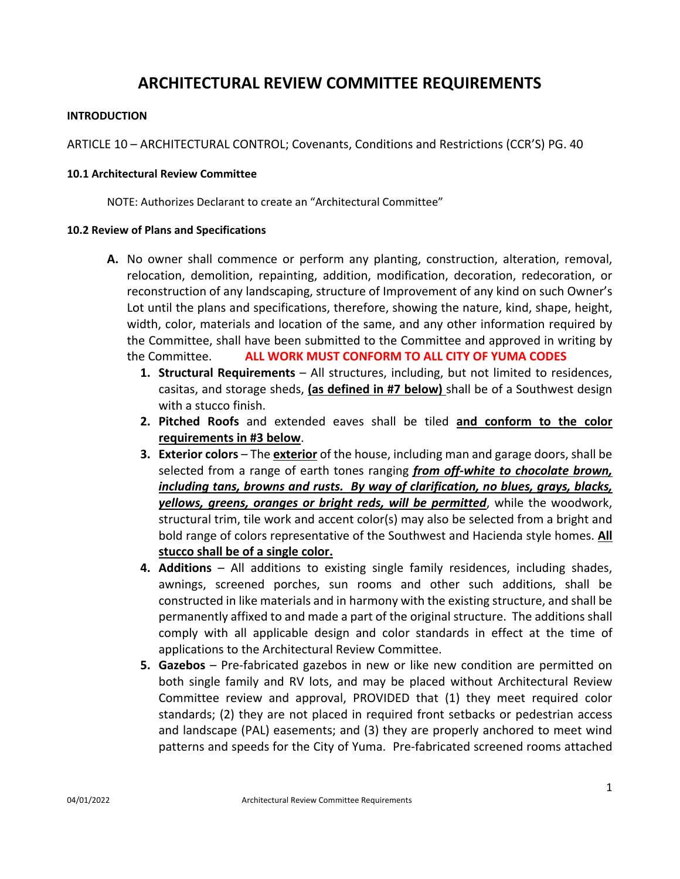# ARCHITECTURAL REVIEW COMMITTEE REQUIREMENTS

**INTRODUCTION**

ARTICLE 10 – ARCHITECTURAL CONTROL; Covenants, Conditions and Restrictions (CCR'S) PG. 40

**10.1 Architectural Review Committee**

NOTE: Authorizes Declarant to create an "Architectural Committee"

**10.2 Review of Plans and Specifications**

**A.** No owner shall commence or perform any planting, construction, alteration, removal, relocation, demolition, repainting, addition, modification, decoration, redecoration, or reconstruction of any landscaping, structure of Improvement of any kind on such Owner's Lot until the plans and specifications, therefore, showing the nature, kind, shape, height, width, color, materials and location of the same, and any other information required by the Committee, shall have been submitted to the Committee and approved in writing by the Committee. **ALL WORK MUST CONFORM TO ALL CITY OF YUMA CODES**

1. **Structural Requirements** – All structures, including, but not limited to, residences, casitas, and storage sheds, **(as defined in #7 below)** shall be of a Southwest design with a stucco finish.
2. **Pitched Roofs** and extended eaves shall be tiled **and conform to the color requirements in #3 below**.
3. **Exterior colors** – The **exterior** of the house, including man and garage doors, shall be selected from a range of earth tones ranging ***from off-white to chocolate brown, including tans, browns and rusts. By way of clarification, no blues, grays, blacks, yellows, greens, oranges or bright reds, will be permitted***, while the woodwork, structural trim, tile work and accent color(s) may also be selected from a bright and bold range of colors representative of the Southwest and Hacienda style homes. **All stucco shall be of a single color.**
4. **Additions** – All additions to existing single family residences, including shades, awnings, screened porches, sun rooms and other such additions, shall be constructed in like materials and in harmony with the existing structure, and shall be permanently affixed to and made a part of the original structure. The additions shall comply with all applicable design and color standards in effect at the time of applications to the Architectural Review Committee.
5. **Gazebos** – Pre-fabricated gazebos in new or like new condition are permitted on both single family and RV lots, and may be placed without Architectural Review Committee review and approval, PROVIDED that (1) they meet required color standards; (2) they are not placed in required front setbacks or pedestrian access and landscape (PAL) easements; and (3) they are properly anchored to meet wind patterns and speeds for the City of Yuma. Pre-fabricated screened rooms attached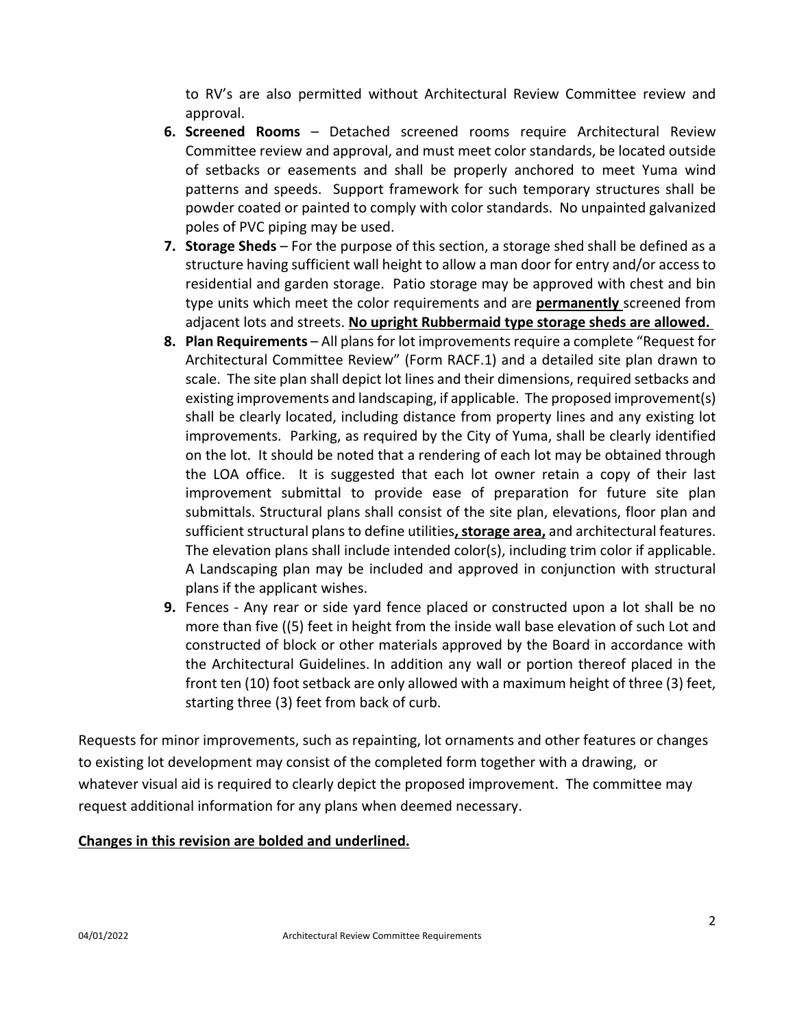to RV's are also permitted without Architectural Review Committee review and approval.

6. **Screened Rooms** – Detached screened rooms require Architectural Review Committee review and approval, and must meet color standards, be located outside of setbacks or easements and shall be properly anchored to meet Yuma wind patterns and speeds. Support framework for such temporary structures shall be powder coated or painted to comply with color standards. No unpainted galvanized poles of PVC piping may be used.
7. **Storage Sheds** – For the purpose of this section, a storage shed shall be defined as a structure having sufficient wall height to allow a man door for entry and/or access to residential and garden storage. Patio storage may be approved with chest and bin type units which meet the color requirements and are <u>**permanently**</u> screened from adjacent lots and streets. <u>**No upright Rubbermaid type storage sheds are allowed.**</u>
8. **Plan Requirements** – All plans for lot improvements require a complete "Request for Architectural Committee Review" (Form RACF.1) and a detailed site plan drawn to scale. The site plan shall depict lot lines and their dimensions, required setbacks and existing improvements and landscaping, if applicable. The proposed improvement(s) shall be clearly located, including distance from property lines and any existing lot improvements. Parking, as required by the City of Yuma, shall be clearly identified on the lot. It should be noted that a rendering of each lot may be obtained through the LOA office. It is suggested that each lot owner retain a copy of their last improvement submittal to provide ease of preparation for future site plan submittals. Structural plans shall consist of the site plan, elevations, floor plan and sufficient structural plans to define utilities<u>**, storage area,**</u> and architectural features. The elevation plans shall include intended color(s), including trim color if applicable. A Landscaping plan may be included and approved in conjunction with structural plans if the applicant wishes.
9. Fences - Any rear or side yard fence placed or constructed upon a lot shall be no more than five ((5) feet in height from the inside wall base elevation of such Lot and constructed of block or other materials approved by the Board in accordance with the Architectural Guidelines. In addition any wall or portion thereof placed in the front ten (10) foot setback are only allowed with a maximum height of three (3) feet, starting three (3) feet from back of curb.

Requests for minor improvements, such as repainting, lot ornaments and other features or changes to existing lot development may consist of the completed form together with a drawing, or whatever visual aid is required to clearly depict the proposed improvement. The committee may request additional information for any plans when deemed necessary.

<u>**Changes in this revision are bolded and underlined.**</u>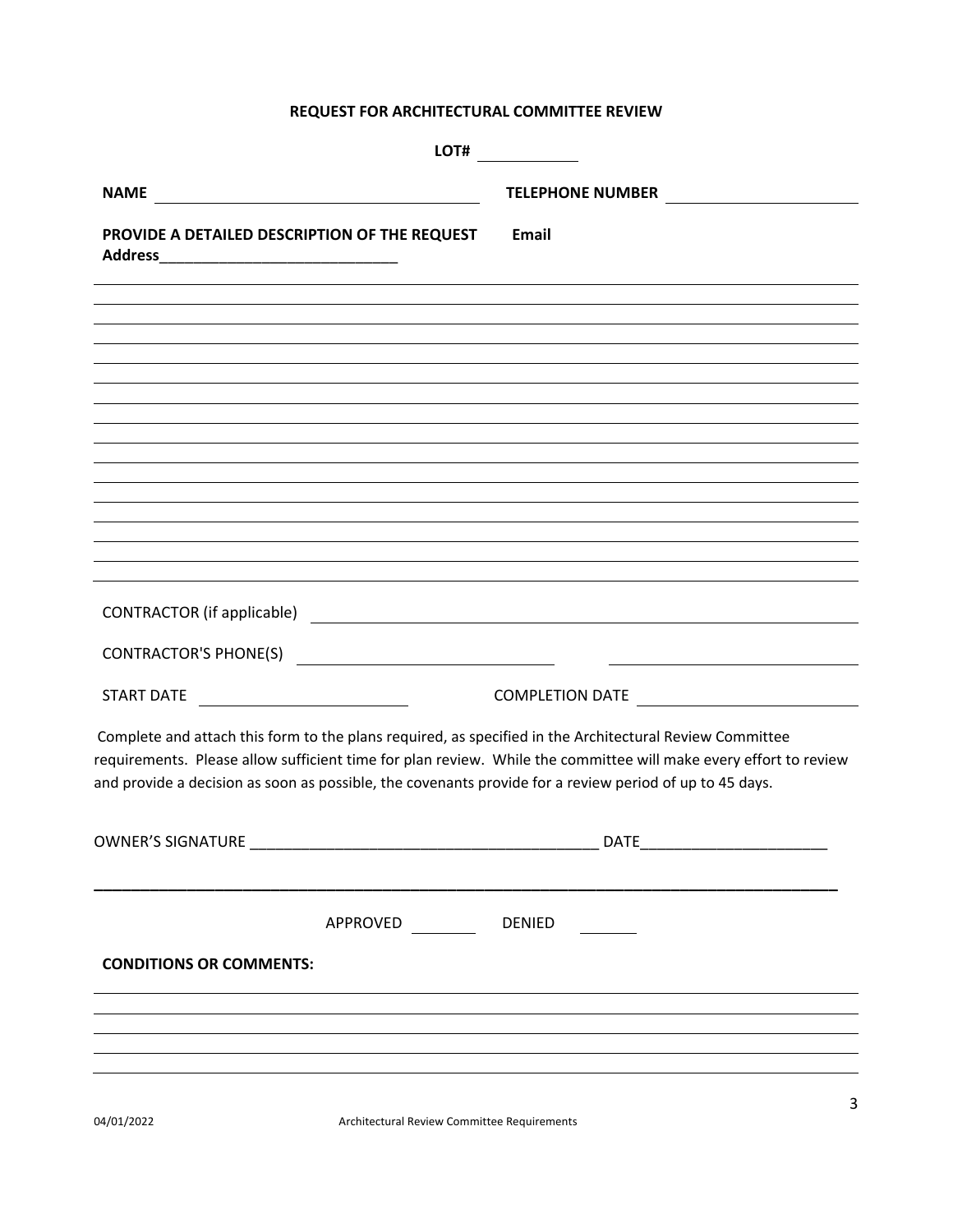**REQUEST FOR ARCHITECTURAL COMMITTEE REVIEW**

**LOT#** ____________

**NAME** ______________________________ **TELEPHONE NUMBER** ______________________

**PROVIDE A DETAILED DESCRIPTION OF THE REQUEST** **Email**

**Address**____________________________

______________________________________________________________________________

______________________________________________________________________________

______________________________________________________________________________

______________________________________________________________________________

______________________________________________________________________________

______________________________________________________________________________

______________________________________________________________________________

______________________________________________________________________________

______________________________________________________________________________

______________________________________________________________________________

______________________________________________________________________________

______________________________________________________________________________

______________________________________________________________________________

______________________________________________________________________________

______________________________________________________________________________

______________________________________________________________________________

CONTRACTOR (if applicable) ______________________________________________________

CONTRACTOR'S PHONE(S) ____________________________ ____________________________

START DATE ________________________ COMPLETION DATE ________________________

Complete and attach this form to the plans required, as specified in the Architectural Review Committee requirements. Please allow sufficient time for plan review. While the committee will make every effort to review and provide a decision as soon as possible, the covenants provide for a review period of up to 45 days.

OWNER'S SIGNATURE _________________________________________ DATE______________________

______________________________________________________________________________

APPROVED ________ DENIED _______

**CONDITIONS OR COMMENTS:**

______________________________________________________________________________

______________________________________________________________________________

______________________________________________________________________________

______________________________________________________________________________

______________________________________________________________________________